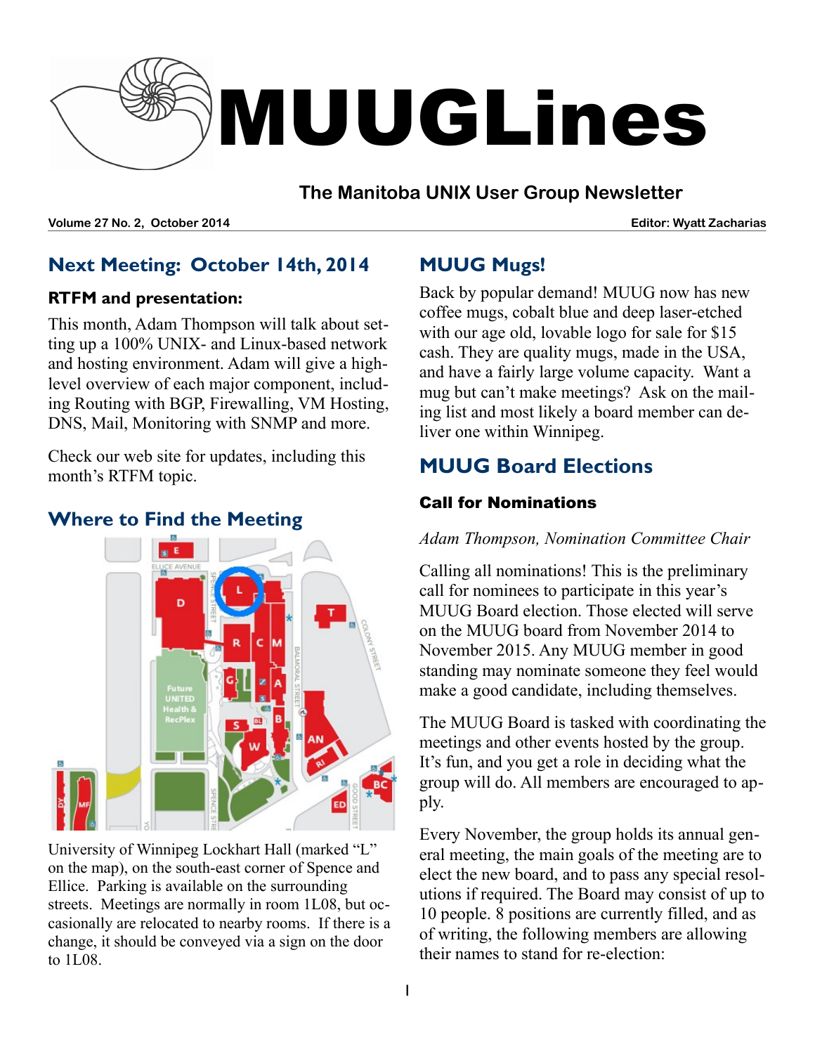# MUUGLines

**The Manitoba UNIX User Group Newsletter**

**Volume 27 No. 2, October 2014** **Editor: Wyatt Zacharias**

## Next Meeting: October 14th, 2014

### RTFM and presentation:

This month, Adam Thompson will talk about setting up a 100% UNIX- and Linux-based network and hosting environment. Adam will give a high-level overview of each major component, including Routing with BGP, Firewalling, VM Hosting, DNS, Mail, Monitoring with SNMP and more.

Check our web site for updates, including this month's RTFM topic.

## Where to Find the Meeting

University of Winnipeg Lockhart Hall (marked "L" on the map), on the south-east corner of Spence and Ellice. Parking is available on the surrounding streets. Meetings are normally in room 1L08, but occasionally are relocated to nearby rooms. If there is a change, it should be conveyed via a sign on the door to 1L08.

## MUUG Mugs!

Back by popular demand! MUUG now has new coffee mugs, cobalt blue and deep laser-etched with our age old, lovable logo for sale for $15 cash. They are quality mugs, made in the USA, and have a fairly large volume capacity. Want a mug but can't make meetings? Ask on the mailing list and most likely a board member can deliver one within Winnipeg.

## MUUG Board Elections

### Call for Nominations

*Adam Thompson, Nomination Committee Chair*

Calling all nominations! This is the preliminary call for nominees to participate in this year's MUUG Board election. Those elected will serve on the MUUG board from November 2014 to November 2015. Any MUUG member in good standing may nominate someone they feel would make a good candidate, including themselves.

The MUUG Board is tasked with coordinating the meetings and other events hosted by the group. It's fun, and you get a role in deciding what the group will do. All members are encouraged to apply.

Every November, the group holds its annual general meeting, the main goals of the meeting are to elect the new board, and to pass any special resolutions if required. The Board may consist of up to 10 people. 8 positions are currently filled, and as of writing, the following members are allowing their names to stand for re-election: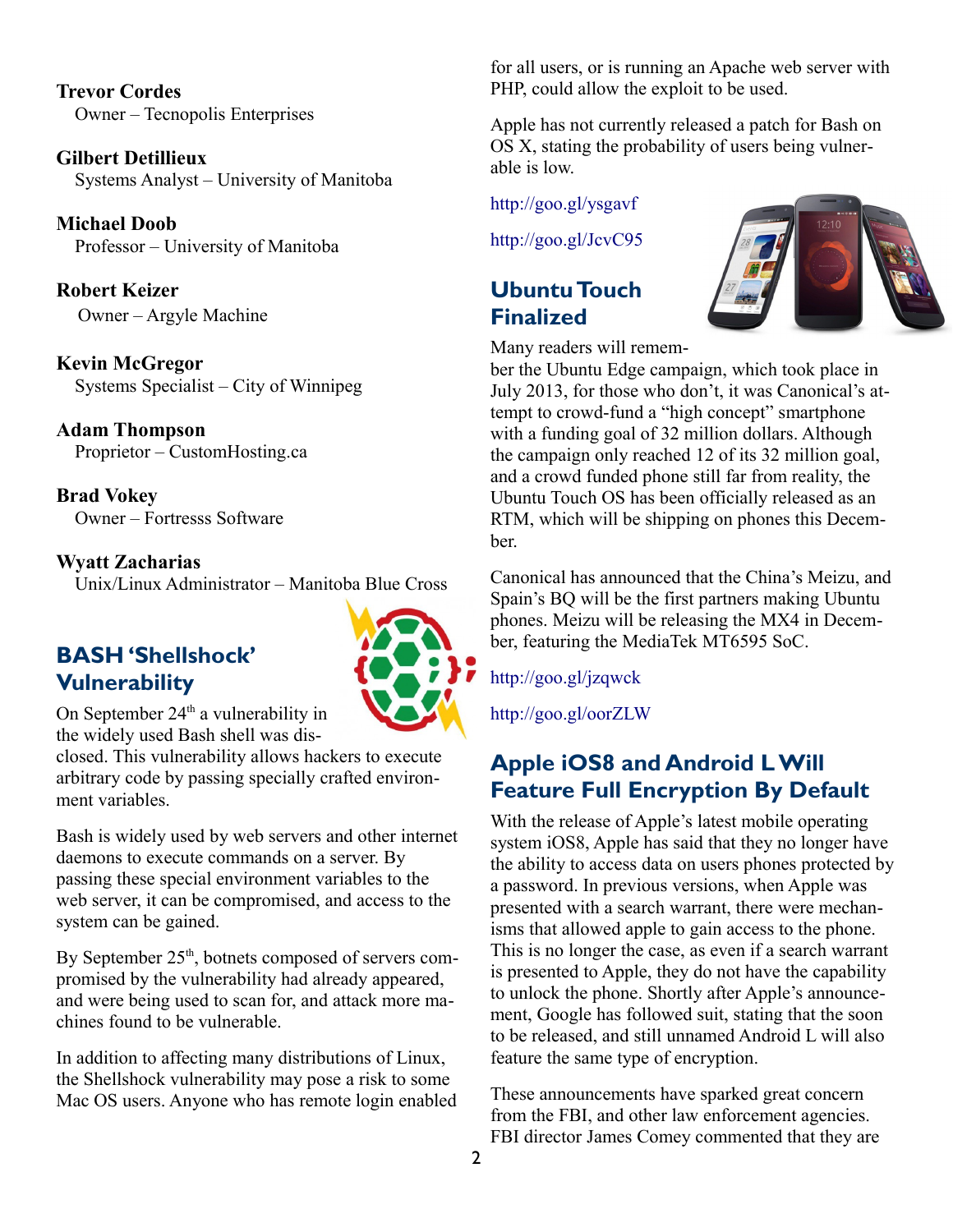**Trevor Cordes**
Owner – Tecnopolis Enterprises

**Gilbert Detillieux**
Systems Analyst – University of Manitoba

**Michael Doob**
Professor – University of Manitoba

**Robert Keizer**
Owner – Argyle Machine

**Kevin McGregor**
Systems Specialist – City of Winnipeg

**Adam Thompson**
Proprietor – CustomHosting.ca

**Brad Vokey**
Owner – Fortresss Software

**Wyatt Zacharias**
Unix/Linux Administrator – Manitoba Blue Cross

## BASH 'Shellshock' Vulnerability

On September 24th a vulnerability in the widely used Bash shell was disclosed. This vulnerability allows hackers to execute arbitrary code by passing specially crafted environment variables.

Bash is widely used by web servers and other internet daemons to execute commands on a server. By passing these special environment variables to the web server, it can be compromised, and access to the system can be gained.

By September 25th, botnets composed of servers compromised by the vulnerability had already appeared, and were being used to scan for, and attack more machines found to be vulnerable.

In addition to affecting many distributions of Linux, the Shellshock vulnerability may pose a risk to some Mac OS users. Anyone who has remote login enabled for all users, or is running an Apache web server with PHP, could allow the exploit to be used.

Apple has not currently released a patch for Bash on OS X, stating the probability of users being vulnerable is low.

http://goo.gl/ysgavf

http://goo.gl/JcvC95

## Ubuntu Touch Finalized

Many readers will remember the Ubuntu Edge campaign, which took place in July 2013, for those who don't, it was Canonical's attempt to crowd-fund a "high concept" smartphone with a funding goal of 32 million dollars. Although the campaign only reached 12 of its 32 million goal, and a crowd funded phone still far from reality, the Ubuntu Touch OS has been officially released as an RTM, which will be shipping on phones this December.

Canonical has announced that the China's Meizu, and Spain's BQ will be the first partners making Ubuntu phones. Meizu will be releasing the MX4 in December, featuring the MediaTek MT6595 SoC.

http://goo.gl/jzqwck

http://goo.gl/oorZLW

## Apple iOS8 and Android L Will Feature Full Encryption By Default

With the release of Apple's latest mobile operating system iOS8, Apple has said that they no longer have the ability to access data on users phones protected by a password. In previous versions, when Apple was presented with a search warrant, there were mechanisms that allowed apple to gain access to the phone. This is no longer the case, as even if a search warrant is presented to Apple, they do not have the capability to unlock the phone. Shortly after Apple's announcement, Google has followed suit, stating that the soon to be released, and still unnamed Android L will also feature the same type of encryption.

These announcements have sparked great concern from the FBI, and other law enforcement agencies. FBI director James Comey commented that they are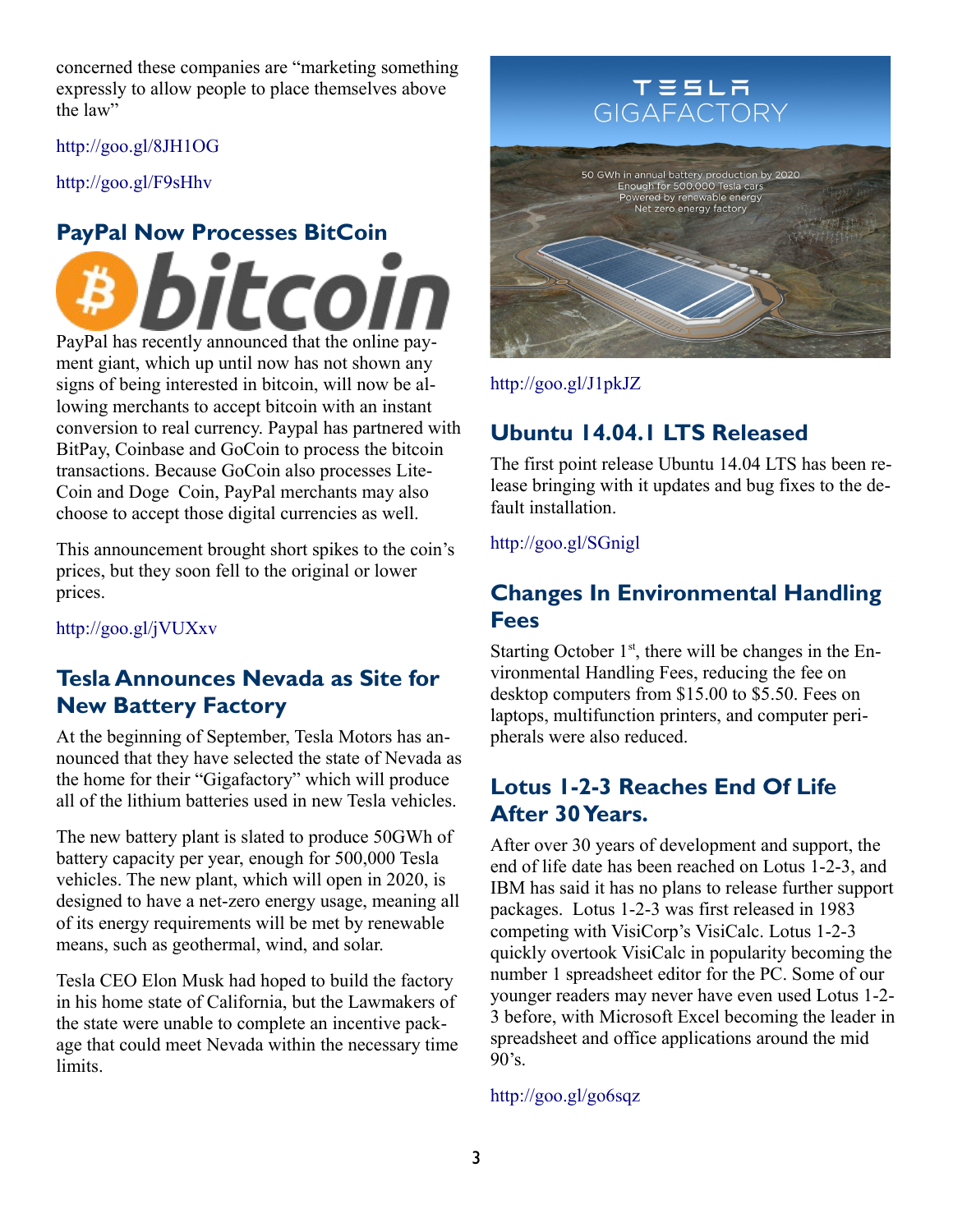concerned these companies are "marketing something expressly to allow people to place themselves above the law"

http://goo.gl/8JH1OG

http://goo.gl/F9sHhv

## PayPal Now Processes BitCoin

PayPal has recently announced that the online payment giant, which up until now has not shown any signs of being interested in bitcoin, will now be allowing merchants to accept bitcoin with an instant conversion to real currency. Paypal has partnered with BitPay, Coinbase and GoCoin to process the bitcoin transactions. Because GoCoin also processes LiteCoin and Doge Coin, PayPal merchants may also choose to accept those digital currencies as well.

This announcement brought short spikes to the coin's prices, but they soon fell to the original or lower prices.

http://goo.gl/jVUXxv

## Tesla Announces Nevada as Site for New Battery Factory

At the beginning of September, Tesla Motors has announced that they have selected the state of Nevada as the home for their "Gigafactory" which will produce all of the lithium batteries used in new Tesla vehicles.

The new battery plant is slated to produce 50GWh of battery capacity per year, enough for 500,000 Tesla vehicles. The new plant, which will open in 2020, is designed to have a net-zero energy usage, meaning all of its energy requirements will be met by renewable means, such as geothermal, wind, and solar.

Tesla CEO Elon Musk had hoped to build the factory in his home state of California, but the Lawmakers of the state were unable to complete an incentive package that could meet Nevada within the necessary time limits.

http://goo.gl/J1pkJZ

## Ubuntu 14.04.1 LTS Released

The first point release Ubuntu 14.04 LTS has been release bringing with it updates and bug fixes to the default installation.

http://goo.gl/SGnigl

## Changes In Environmental Handling Fees

Starting October 1st, there will be changes in the Environmental Handling Fees, reducing the fee on desktop computers from $15.00 to $5.50. Fees on laptops, multifunction printers, and computer peripherals were also reduced.

## Lotus 1-2-3 Reaches End Of Life After 30 Years.

After over 30 years of development and support, the end of life date has been reached on Lotus 1-2-3, and IBM has said it has no plans to release further support packages. Lotus 1-2-3 was first released in 1983 competing with VisiCorp's VisiCalc. Lotus 1-2-3 quickly overtook VisiCalc in popularity becoming the number 1 spreadsheet editor for the PC. Some of our younger readers may never have even used Lotus 1-2-3 before, with Microsoft Excel becoming the leader in spreadsheet and office applications around the mid 90's.

http://goo.gl/go6sqz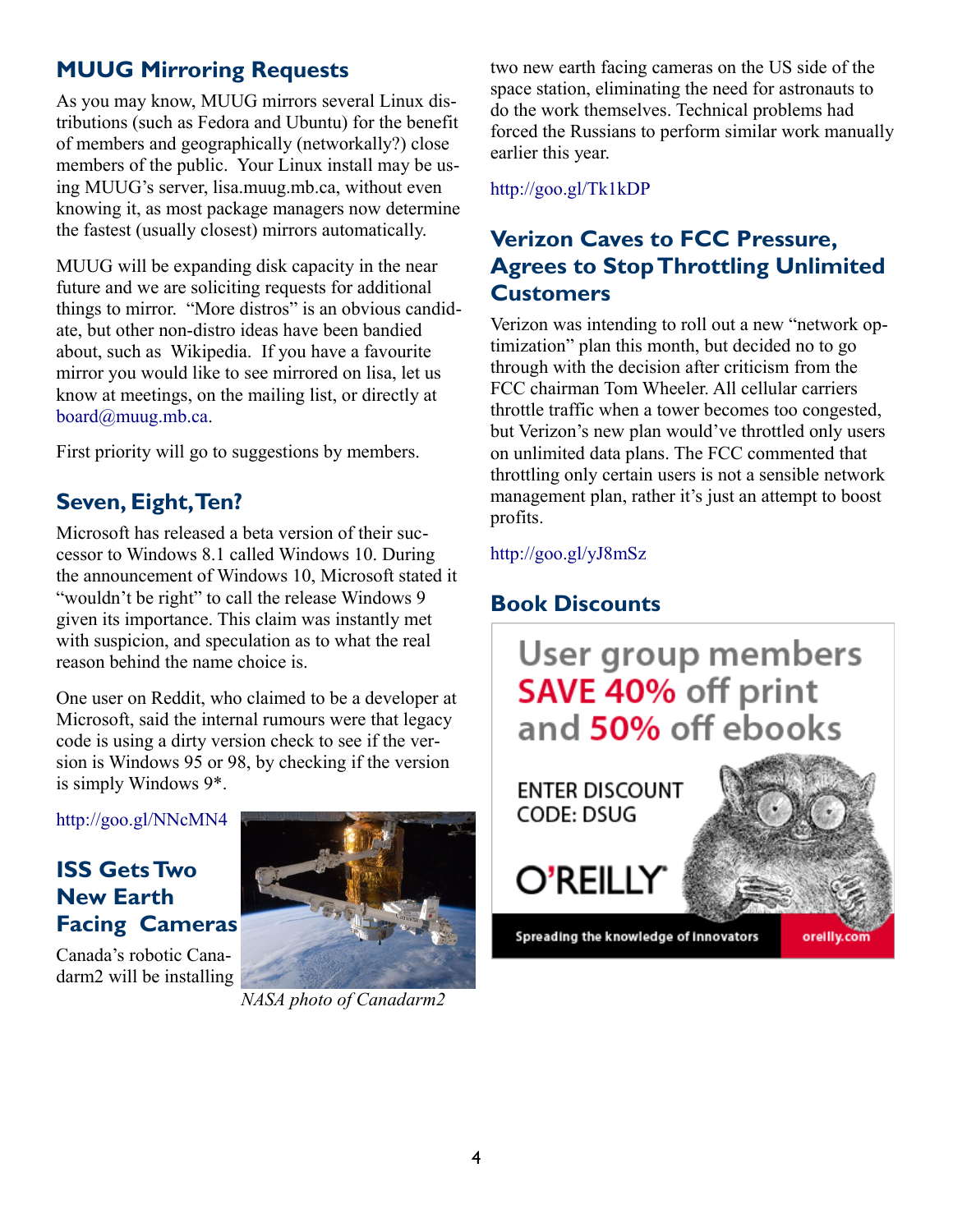## MUUG Mirroring Requests

As you may know, MUUG mirrors several Linux distributions (such as Fedora and Ubuntu) for the benefit of members and geographically (networkally?) close members of the public. Your Linux install may be using MUUG's server, lisa.muug.mb.ca, without even knowing it, as most package managers now determine the fastest (usually closest) mirrors automatically.

MUUG will be expanding disk capacity in the near future and we are soliciting requests for additional things to mirror. "More distros" is an obvious candidate, but other non-distro ideas have been bandied about, such as Wikipedia. If you have a favourite mirror you would like to see mirrored on lisa, let us know at meetings, on the mailing list, or directly at board@muug.mb.ca.

First priority will go to suggestions by members.

## Seven, Eight, Ten?

Microsoft has released a beta version of their successor to Windows 8.1 called Windows 10. During the announcement of Windows 10, Microsoft stated it "wouldn't be right" to call the release Windows 9 given its importance. This claim was instantly met with suspicion, and speculation as to what the real reason behind the name choice is.

One user on Reddit, who claimed to be a developer at Microsoft, said the internal rumours were that legacy code is using a dirty version check to see if the version is Windows 95 or 98, by checking if the version is simply Windows 9*.

http://goo.gl/NNcMN4

## ISS Gets Two New Earth Facing Cameras

Canada's robotic Canadarm2 will be installing two new earth facing cameras on the US side of the space station, eliminating the need for astronauts to do the work themselves. Technical problems had forced the Russians to perform similar work manually earlier this year.

*NASA photo of Canadarm2*

http://goo.gl/Tk1kDP

## Verizon Caves to FCC Pressure, Agrees to Stop Throttling Unlimited Customers

Verizon was intending to roll out a new "network optimization" plan this month, but decided no to go through with the decision after criticism from the FCC chairman Tom Wheeler. All cellular carriers throttle traffic when a tower becomes too congested, but Verizon's new plan would've throttled only users on unlimited data plans. The FCC commented that throttling only certain users is not a sensible network management plan, rather it's just an attempt to boost profits.

http://goo.gl/yJ8mSz

## Book Discounts

User group members SAVE 40% off print and 50% off ebooks

ENTER DISCOUNT CODE: DSUG

O'REILLY

Spreading the knowledge of innovators

oreilly.com